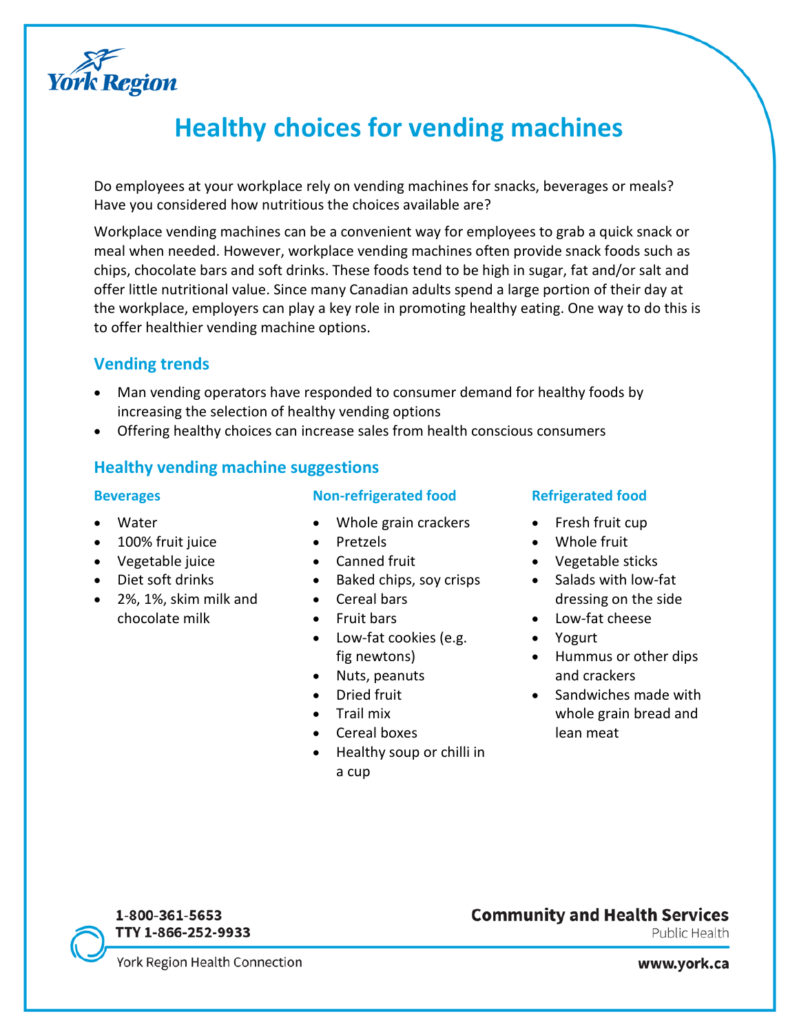York Region

# Healthy choices for vending machines

Do employees at your workplace rely on vending machines for snacks, beverages or meals? Have you considered how nutritious the choices available are?

Workplace vending machines can be a convenient way for employees to grab a quick snack or meal when needed. However, workplace vending machines often provide snack foods such as chips, chocolate bars and soft drinks. These foods tend to be high in sugar, fat and/or salt and offer little nutritional value. Since many Canadian adults spend a large portion of their day at the workplace, employers can play a key role in promoting healthy eating. One way to do this is to offer healthier vending machine options.

## Vending trends

- Man vending operators have responded to consumer demand for healthy foods by increasing the selection of healthy vending options
- Offering healthy choices can increase sales from health conscious consumers

## Healthy vending machine suggestions

### Beverages

- Water
- 100% fruit juice
- Vegetable juice
- Diet soft drinks
- 2%, 1%, skim milk and chocolate milk

### Non-refrigerated food

- Whole grain crackers
- Pretzels
- Canned fruit
- Baked chips, soy crisps
- Cereal bars
- Fruit bars
- Low-fat cookies (e.g. fig newtons)
- Nuts, peanuts
- Dried fruit
- Trail mix
- Cereal boxes
- Healthy soup or chilli in a cup

### Refrigerated food

- Fresh fruit cup
- Whole fruit
- Vegetable sticks
- Salads with low-fat dressing on the side
- Low-fat cheese
- Yogurt
- Hummus or other dips and crackers
- Sandwiches made with whole grain bread and lean meat

1-800-361-5653
TTY 1-866-252-9933
York Region Health Connection

**Community and Health Services**
Public Health

**www.york.ca**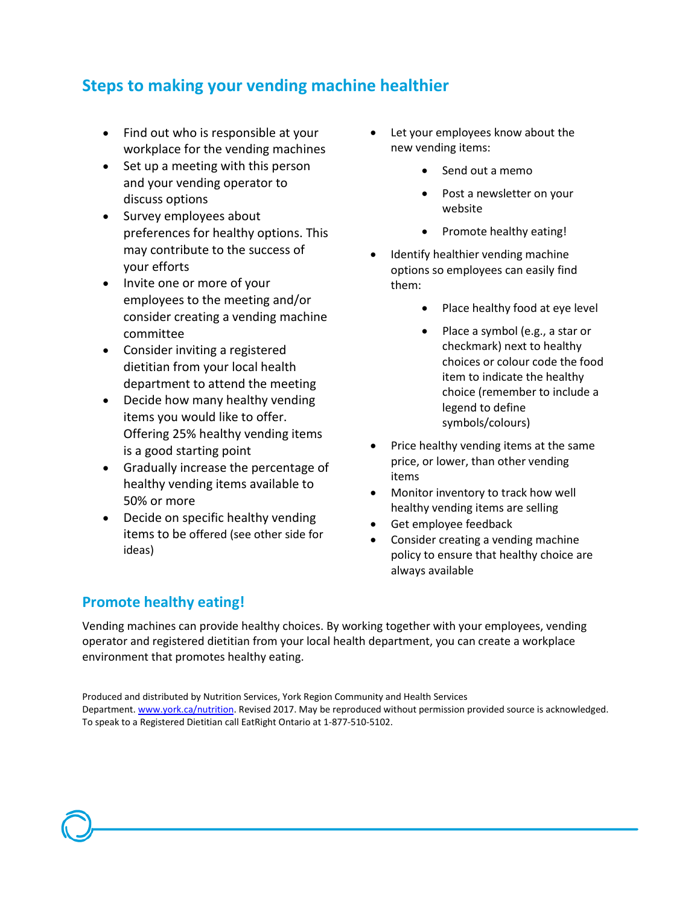## Steps to making your vending machine healthier

- Find out who is responsible at your workplace for the vending machines
- Set up a meeting with this person and your vending operator to discuss options
- Survey employees about preferences for healthy options. This may contribute to the success of your efforts
- Invite one or more of your employees to the meeting and/or consider creating a vending machine committee
- Consider inviting a registered dietitian from your local health department to attend the meeting
- Decide how many healthy vending items you would like to offer. Offering 25% healthy vending items is a good starting point
- Gradually increase the percentage of healthy vending items available to 50% or more
- Decide on specific healthy vending items to be offered (see other side for ideas)
- Let your employees know about the new vending items:
    - Send out a memo
    - Post a newsletter on your website
    - Promote healthy eating!
- Identify healthier vending machine options so employees can easily find them:
    - Place healthy food at eye level
    - Place a symbol (e.g., a star or checkmark) next to healthy choices or colour code the food item to indicate the healthy choice (remember to include a legend to define symbols/colours)
- Price healthy vending items at the same price, or lower, than other vending items
- Monitor inventory to track how well healthy vending items are selling
- Get employee feedback
- Consider creating a vending machine policy to ensure that healthy choice are always available

## Promote healthy eating!

Vending machines can provide healthy choices. By working together with your employees, vending operator and registered dietitian from your local health department, you can create a workplace environment that promotes healthy eating.

Produced and distributed by Nutrition Services, York Region Community and Health Services Department. www.york.ca/nutrition. Revised 2017. May be reproduced without permission provided source is acknowledged. To speak to a Registered Dietitian call EatRight Ontario at 1-877-510-5102.